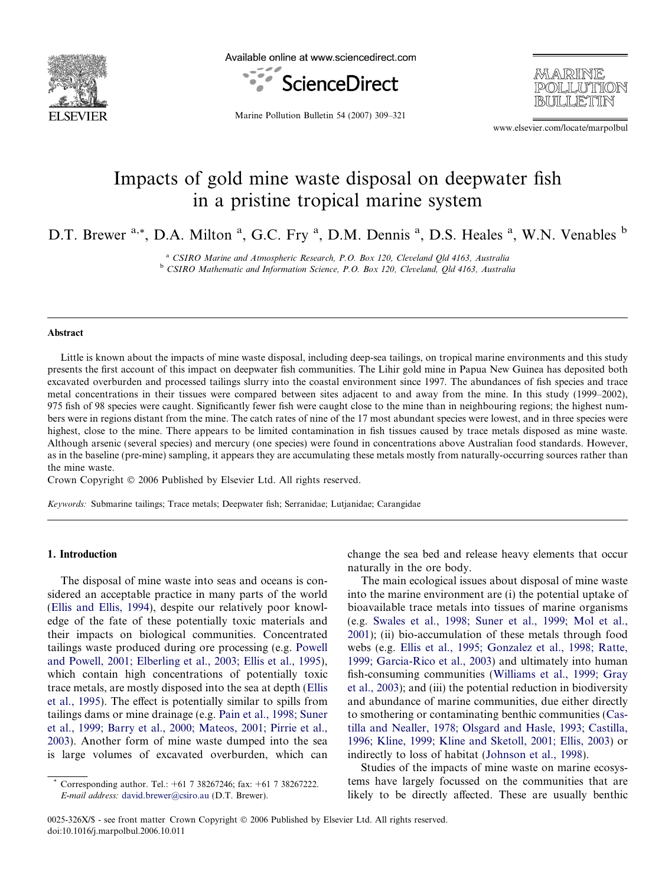# Impacts of gold mine waste disposal on deepwater fish in a pristine tropical marine system

D.T. Brewer [a,*], D.A. Milton [a], G.C. Fry [a], D.M. Dennis [a], D.S. Heales [a], W.N. Venables [b]

[a] CSIRO Marine and Atmospheric Research, P.O. Box 120, Cleveland Qld 4163, Australia

[b] CSIRO Mathematic and Information Science, P.O. Box 120, Cleveland, Qld 4163, Australia

## Abstract

Little is known about the impacts of mine waste disposal, including deep-sea tailings, on tropical marine environments and this study presents the first account of this impact on deepwater fish communities. The Lihir gold mine in Papua New Guinea has deposited both excavated overburden and processed tailings slurry into the coastal environment since 1997. The abundances of fish species and trace metal concentrations in their tissues were compared between sites adjacent to and away from the mine. In this study (1999–2002), 975 fish of 98 species were caught. Significantly fewer fish were caught close to the mine than in neighbouring regions; the highest numbers were in regions distant from the mine. The catch rates of nine of the 17 most abundant species were lowest, and in three species were highest, close to the mine. There appears to be limited contamination in fish tissues caused by trace metals disposed as mine waste. Although arsenic (several species) and mercury (one species) were found in concentrations above Australian food standards. However, as in the baseline (pre-mine) sampling, it appears they are accumulating these metals mostly from naturally-occurring sources rather than the mine waste.

Crown Copyright © 2006 Published by Elsevier Ltd. All rights reserved.

*Keywords:* Submarine tailings; Trace metals; Deepwater fish; Serranidae; Lutjanidae; Carangidae

## 1. Introduction

The disposal of mine waste into seas and oceans is considered an acceptable practice in many parts of the world (Ellis and Ellis, 1994), despite our relatively poor knowledge of the fate of these potentially toxic materials and their impacts on biological communities. Concentrated tailings waste produced during ore processing (e.g. Powell and Powell, 2001; Elberling et al., 2003; Ellis et al., 1995), which contain high concentrations of potentially toxic trace metals, are mostly disposed into the sea at depth (Ellis et al., 1995). The effect is potentially similar to spills from tailings dams or mine drainage (e.g. Pain et al., 1998; Suner et al., 1999; Barry et al., 2000; Mateos, 2001; Pirrie et al., 2003). Another form of mine waste dumped into the sea is large volumes of excavated overburden, which can change the sea bed and release heavy elements that occur naturally in the ore body.

The main ecological issues about disposal of mine waste into the marine environment are (i) the potential uptake of bioavailable trace metals into tissues of marine organisms (e.g. Swales et al., 1998; Suner et al., 1999; Mol et al., 2001); (ii) bio-accumulation of these metals through food webs (e.g. Ellis et al., 1995; Gonzalez et al., 1998; Ratte, 1999; Garcia-Rico et al., 2003) and ultimately into human fish-consuming communities (Williams et al., 1999; Gray et al., 2003); and (iii) the potential reduction in biodiversity and abundance of marine communities, due either directly to smothering or contaminating benthic communities (Castilla and Nealler, 1978; Olsgard and Hasle, 1993; Castilla, 1996; Kline, 1999; Kline and Sketoll, 2001; Ellis, 2003) or indirectly to loss of habitat (Johnson et al., 1998).

Studies of the impacts of mine waste on marine ecosystems have largely focussed on the communities that are likely to be directly affected. These are usually benthic

\* Corresponding author. Tel.: +61 7 38267246; fax: +61 7 38267222. *E-mail address:* david.brewer@csiro.au (D.T. Brewer).

0025-326X/$ - see front matter Crown Copyright © 2006 Published by Elsevier Ltd. All rights reserved.
doi:10.1016/j.marpolbul.2006.10.011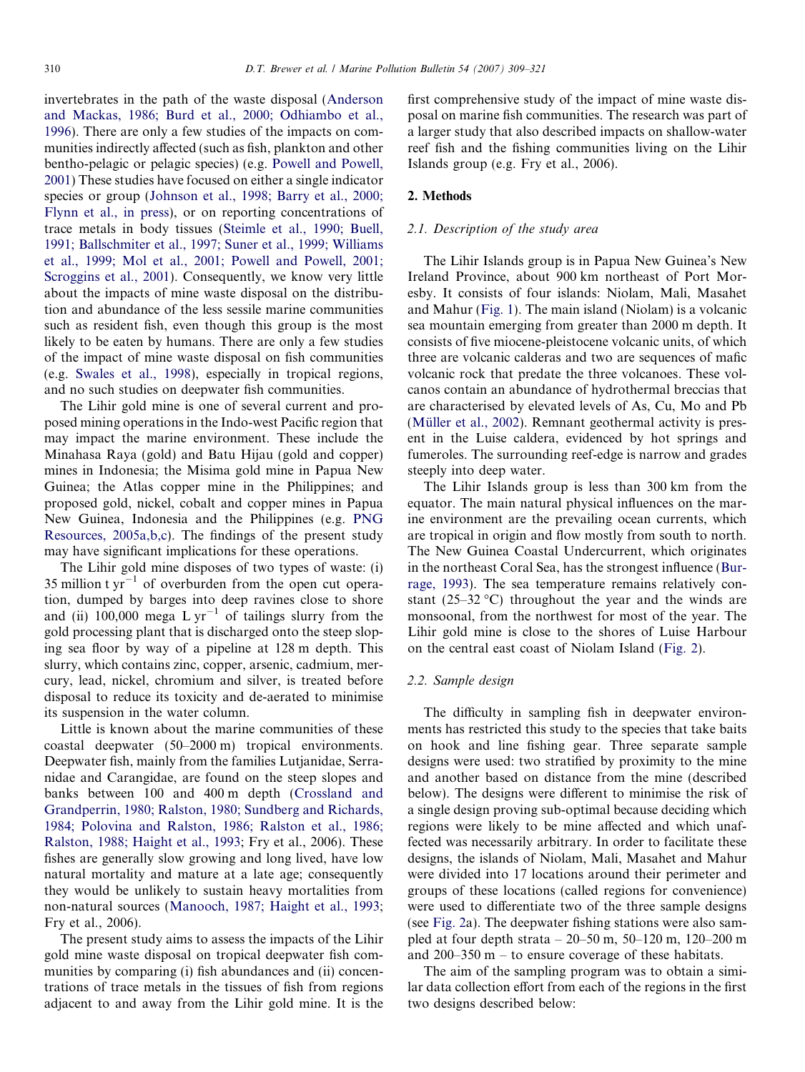invertebrates in the path of the waste disposal (Anderson and Mackas, 1986; Burd et al., 2000; Odhiambo et al., 1996). There are only a few studies of the impacts on communities indirectly affected (such as fish, plankton and other bentho-pelagic or pelagic species) (e.g. Powell and Powell, 2001) These studies have focused on either a single indicator species or group (Johnson et al., 1998; Barry et al., 2000; Flynn et al., in press), or on reporting concentrations of trace metals in body tissues (Steimle et al., 1990; Buell, 1991; Ballschmiter et al., 1997; Suner et al., 1999; Williams et al., 1999; Mol et al., 2001; Powell and Powell, 2001; Scroggins et al., 2001). Consequently, we know very little about the impacts of mine waste disposal on the distribution and abundance of the less sessile marine communities such as resident fish, even though this group is the most likely to be eaten by humans. There are only a few studies of the impact of mine waste disposal on fish communities (e.g. Swales et al., 1998), especially in tropical regions, and no such studies on deepwater fish communities.

The Lihir gold mine is one of several current and proposed mining operations in the Indo-west Pacific region that may impact the marine environment. These include the Minahasa Raya (gold) and Batu Hijau (gold and copper) mines in Indonesia; the Misima gold mine in Papua New Guinea; the Atlas copper mine in the Philippines; and proposed gold, nickel, cobalt and copper mines in Papua New Guinea, Indonesia and the Philippines (e.g. PNG Resources, 2005a,b,c). The findings of the present study may have significant implications for these operations.

The Lihir gold mine disposes of two types of waste: (i) 35 million t $yr^{-1}$ of overburden from the open cut operation, dumped by barges into deep ravines close to shore and (ii) 100,000 mega L $yr^{-1}$ of tailings slurry from the gold processing plant that is discharged onto the steep sloping sea floor by way of a pipeline at 128 m depth. This slurry, which contains zinc, copper, arsenic, cadmium, mercury, lead, nickel, chromium and silver, is treated before disposal to reduce its toxicity and de-aerated to minimise its suspension in the water column.

Little is known about the marine communities of these coastal deepwater (50–2000 m) tropical environments. Deepwater fish, mainly from the families Lutjanidae, Serranidae and Carangidae, are found on the steep slopes and banks between 100 and 400 m depth (Crossland and Grandperrin, 1980; Ralston, 1980; Sundberg and Richards, 1984; Polovina and Ralston, 1986; Ralston et al., 1986; Ralston, 1988; Haight et al., 1993; Fry et al., 2006). These fishes are generally slow growing and long lived, have low natural mortality and mature at a late age; consequently they would be unlikely to sustain heavy mortalities from non-natural sources (Manooch, 1987; Haight et al., 1993; Fry et al., 2006).

The present study aims to assess the impacts of the Lihir gold mine waste disposal on tropical deepwater fish communities by comparing (i) fish abundances and (ii) concentrations of trace metals in the tissues of fish from regions adjacent to and away from the Lihir gold mine. It is the first comprehensive study of the impact of mine waste disposal on marine fish communities. The research was part of a larger study that also described impacts on shallow-water reef fish and the fishing communities living on the Lihir Islands group (e.g. Fry et al., 2006).

## 2. Methods

### *2.1. Description of the study area*

The Lihir Islands group is in Papua New Guinea's New Ireland Province, about 900 km northeast of Port Moresby. It consists of four islands: Niolam, Mali, Masahet and Mahur (Fig. 1). The main island (Niolam) is a volcanic sea mountain emerging from greater than 2000 m depth. It consists of five miocene-pleistocene volcanic units, of which three are volcanic calderas and two are sequences of mafic volcanic rock that predate the three volcanoes. These volcanos contain an abundance of hydrothermal breccias that are characterised by elevated levels of As, Cu, Mo and Pb (Müller et al., 2002). Remnant geothermal activity is present in the Luise caldera, evidenced by hot springs and fumeroles. The surrounding reef-edge is narrow and grades steeply into deep water.

The Lihir Islands group is less than 300 km from the equator. The main natural physical influences on the marine environment are the prevailing ocean currents, which are tropical in origin and flow mostly from south to north. The New Guinea Coastal Undercurrent, which originates in the northeast Coral Sea, has the strongest influence (Burrage, 1993). The sea temperature remains relatively constant (25–32 °C) throughout the year and the winds are monsoonal, from the northwest for most of the year. The Lihir gold mine is close to the shores of Luise Harbour on the central east coast of Niolam Island (Fig. 2).

### *2.2. Sample design*

The difficulty in sampling fish in deepwater environments has restricted this study to the species that take baits on hook and line fishing gear. Three separate sample designs were used: two stratified by proximity to the mine and another based on distance from the mine (described below). The designs were different to minimise the risk of a single design proving sub-optimal because deciding which regions were likely to be mine affected and which unaffected was necessarily arbitrary. In order to facilitate these designs, the islands of Niolam, Mali, Masahet and Mahur were divided into 17 locations around their perimeter and groups of these locations (called regions for convenience) were used to differentiate two of the three sample designs (see Fig. 2a). The deepwater fishing stations were also sampled at four depth strata – 20–50 m, 50–120 m, 120–200 m and 200–350 m – to ensure coverage of these habitats.

The aim of the sampling program was to obtain a similar data collection effort from each of the regions in the first two designs described below: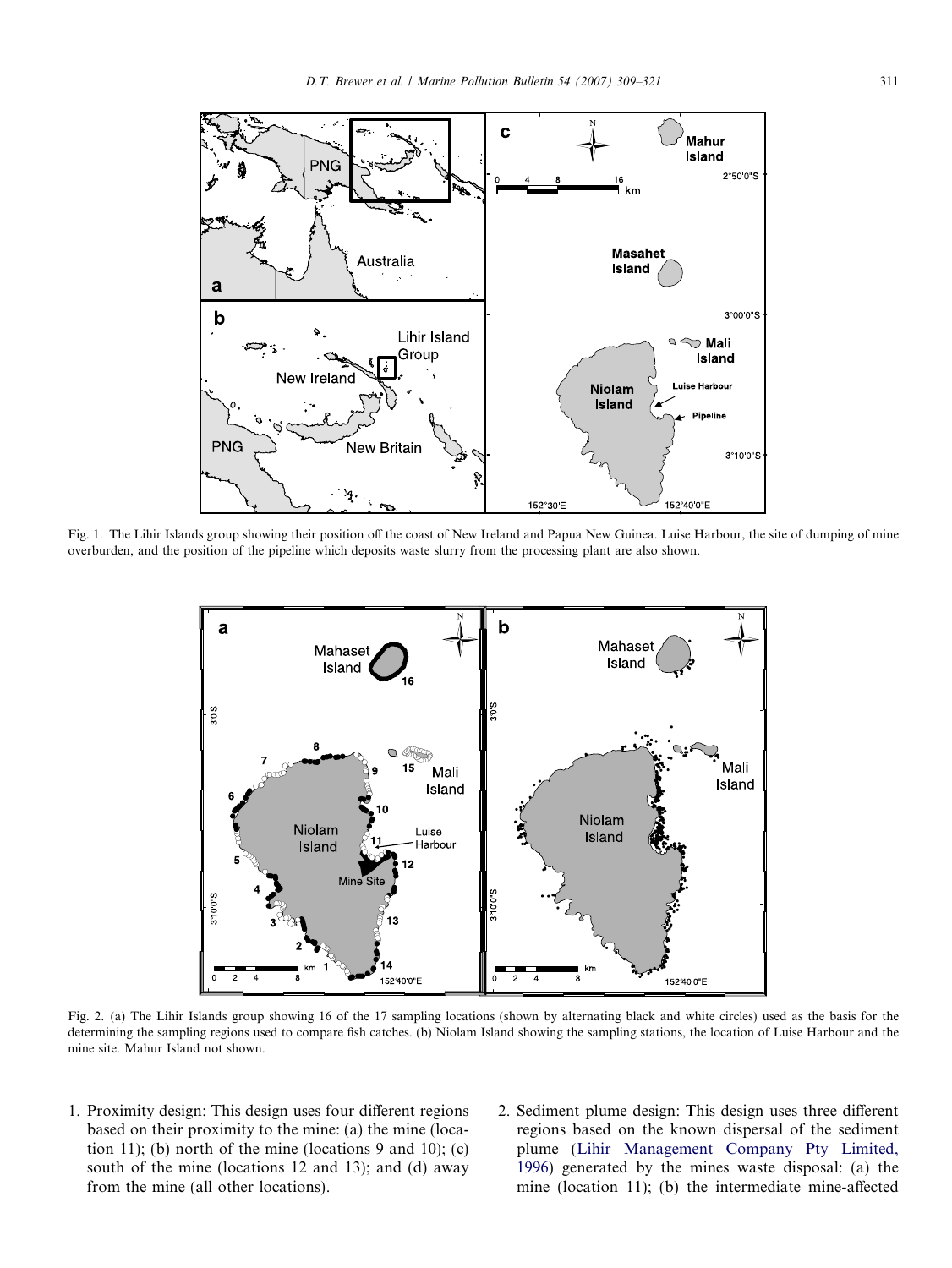Fig. 1. The Lihir Islands group showing their position off the coast of New Ireland and Papua New Guinea. Luise Harbour, the site of dumping of mine overburden, and the position of the pipeline which deposits waste slurry from the processing plant are also shown.

Fig. 2. (a) The Lihir Islands group showing 16 of the 17 sampling locations (shown by alternating black and white circles) used as the basis for the determining the sampling regions used to compare fish catches. (b) Niolam Island showing the sampling stations, the location of Luise Harbour and the mine site. Mahur Island not shown.

1. Proximity design: This design uses four different regions based on their proximity to the mine: (a) the mine (location 11); (b) north of the mine (locations 9 and 10); (c) south of the mine (locations 12 and 13); and (d) away from the mine (all other locations).
2. Sediment plume design: This design uses three different regions based on the known dispersal of the sediment plume (Lihir Management Company Pty Limited, 1996) generated by the mines waste disposal: (a) the mine (location 11); (b) the intermediate mine-affected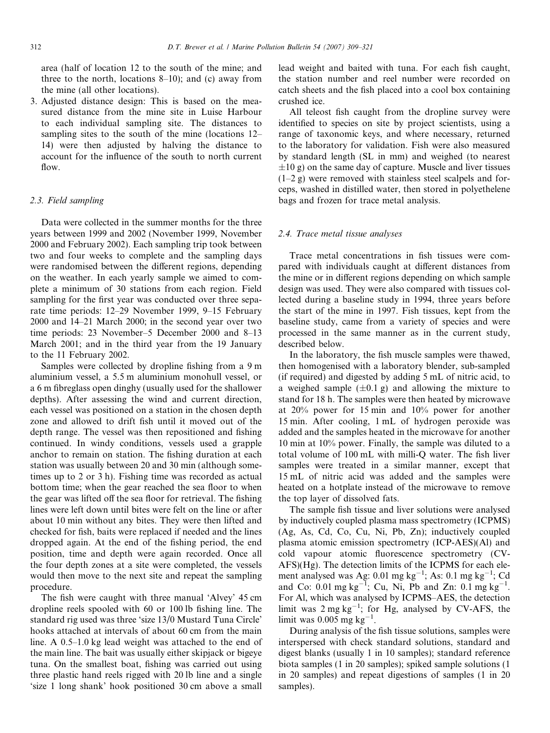area (half of location 12 to the south of the mine; and three to the north, locations 8–10); and (c) away from the mine (all other locations).

3. Adjusted distance design: This is based on the measured distance from the mine site in Luise Harbour to each individual sampling site. The distances to sampling sites to the south of the mine (locations 12–14) were then adjusted by halving the distance to account for the influence of the south to north current flow.

### 2.3. Field sampling

Data were collected in the summer months for the three years between 1999 and 2002 (November 1999, November 2000 and February 2002). Each sampling trip took between two and four weeks to complete and the sampling days were randomised between the different regions, depending on the weather. In each yearly sample we aimed to complete a minimum of 30 stations from each region. Field sampling for the first year was conducted over three separate time periods: 12–29 November 1999, 9–15 February 2000 and 14–21 March 2000; in the second year over two time periods: 23 November–5 December 2000 and 8–13 March 2001; and in the third year from the 19 January to the 11 February 2002.

Samples were collected by dropline fishing from a 9 m aluminium vessel, a 5.5 m aluminium monohull vessel, or a 6 m fibreglass open dinghy (usually used for the shallower depths). After assessing the wind and current direction, each vessel was positioned on a station in the chosen depth zone and allowed to drift fish until it moved out of the depth range. The vessel was then repositioned and fishing continued. In windy conditions, vessels used a grapple anchor to remain on station. The fishing duration at each station was usually between 20 and 30 min (although sometimes up to 2 or 3 h). Fishing time was recorded as actual bottom time; when the gear reached the sea floor to when the gear was lifted off the sea floor for retrieval. The fishing lines were left down until bites were felt on the line or after about 10 min without any bites. They were then lifted and checked for fish, baits were replaced if needed and the lines dropped again. At the end of the fishing period, the end position, time and depth were again recorded. Once all the four depth zones at a site were completed, the vessels would then move to the next site and repeat the sampling procedure.

The fish were caught with three manual 'Alvey' 45 cm dropline reels spooled with 60 or 100 lb fishing line. The standard rig used was three 'size 13/0 Mustard Tuna Circle' hooks attached at intervals of about 60 cm from the main line. A 0.5–1.0 kg lead weight was attached to the end of the main line. The bait was usually either skipjack or bigeye tuna. On the smallest boat, fishing was carried out using three plastic hand reels rigged with 20 lb line and a single 'size 1 long shank' hook positioned 30 cm above a small lead weight and baited with tuna. For each fish caught, the station number and reel number were recorded on catch sheets and the fish placed into a cool box containing crushed ice.

All teleost fish caught from the dropline survey were identified to species on site by project scientists, using a range of taxonomic keys, and where necessary, returned to the laboratory for validation. Fish were also measured by standard length (SL in mm) and weighed (to nearest $\pm 10$ g) on the same day of capture. Muscle and liver tissues (1–2 g) were removed with stainless steel scalpels and forceps, washed in distilled water, then stored in polyethelene bags and frozen for trace metal analysis.

### 2.4. Trace metal tissue analyses

Trace metal concentrations in fish tissues were compared with individuals caught at different distances from the mine or in different regions depending on which sample design was used. They were also compared with tissues collected during a baseline study in 1994, three years before the start of the mine in 1997. Fish tissues, kept from the baseline study, came from a variety of species and were processed in the same manner as in the current study, described below.

In the laboratory, the fish muscle samples were thawed, then homogenised with a laboratory blender, sub-sampled (if required) and digested by adding 5 mL of nitric acid, to a weighed sample ($\pm 0.1$ g) and allowing the mixture to stand for 18 h. The samples were then heated by microwave at 20% power for 15 min and 10% power for another 15 min. After cooling, 1 mL of hydrogen peroxide was added and the samples heated in the microwave for another 10 min at 10% power. Finally, the sample was diluted to a total volume of 100 mL with milli-Q water. The fish liver samples were treated in a similar manner, except that 15 mL of nitric acid was added and the samples were heated on a hotplate instead of the microwave to remove the top layer of dissolved fats.

The sample fish tissue and liver solutions were analysed by inductively coupled plasma mass spectrometry (ICPMS) (Ag, As, Cd, Co, Cu, Ni, Pb, Zn); inductively coupled plasma atomic emission spectrometry (ICP-AES)(Al) and cold vapour atomic fluorescence spectrometry (CV-AFS)(Hg). The detection limits of the ICPMS for each element analysed was Ag: 0.01 mg $kg^{-1}$; As: 0.1 mg $kg^{-1}$; Cd and Co: 0.01 mg $kg^{-1}$; Cu, Ni, Pb and Zn: 0.1 mg $kg^{-1}$. For Al, which was analysed by ICPMS–AES, the detection limit was 2 mg $kg^{-1}$; for Hg, analysed by CV-AFS, the limit was 0.005 mg $kg^{-1}$.

During analysis of the fish tissue solutions, samples were interspersed with check standard solutions, standard and digest blanks (usually 1 in 10 samples); standard reference biota samples (1 in 20 samples); spiked sample solutions (1 in 20 samples) and repeat digestions of samples (1 in 20 samples).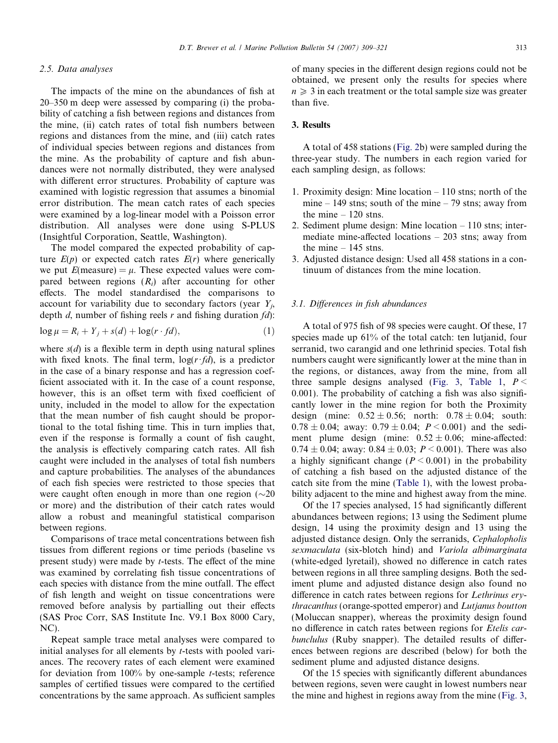### 2.5. Data analyses

The impacts of the mine on the abundances of fish at 20–350 m deep were assessed by comparing (i) the probability of catching a fish between regions and distances from the mine, (ii) catch rates of total fish numbers between regions and distances from the mine, and (iii) catch rates of individual species between regions and distances from the mine. As the probability of capture and fish abundances were not normally distributed, they were analysed with different error structures. Probability of capture was examined with logistic regression that assumes a binomial error distribution. The mean catch rates of each species were examined by a log-linear model with a Poisson error distribution. All analyses were done using S-PLUS (Insightful Corporation, Seattle, Washington).

The model compared the expected probability of capture $E(p)$ or expected catch rates $E(r)$ where generically we put $E(\text{measure}) = \mu$. These expected values were compared between regions ($R_i$) after accounting for other effects. The model standardised the comparisons to account for variability due to secondary factors (year $Y_j$, depth $d$, number of fishing reels $r$ and fishing duration $fd$):

$$\log \mu = R_i + Y_j + s(d) + \log(r \cdot fd), \quad (1)$$

where $s(d)$ is a flexible term in depth using natural splines with fixed knots. The final term, $\log(r \cdot fd)$, is a predictor in the case of a binary response and has a regression coefficient associated with it. In the case of a count response, however, this is an offset term with fixed coefficient of unity, included in the model to allow for the expectation that the mean number of fish caught should be proportional to the total fishing time. This in turn implies that, even if the response is formally a count of fish caught, the analysis is effectively comparing catch rates. All fish caught were included in the analyses of total fish numbers and capture probabilities. The analyses of the abundances of each fish species were restricted to those species that were caught often enough in more than one region (~20 or more) and the distribution of their catch rates would allow a robust and meaningful statistical comparison between regions.

Comparisons of trace metal concentrations between fish tissues from different regions or time periods (baseline vs present study) were made by $t$-tests. The effect of the mine was examined by correlating fish tissue concentrations of each species with distance from the mine outfall. The effect of fish length and weight on tissue concentrations were removed before analysis by partialling out their effects (SAS Proc Corr, SAS Institute Inc. V9.1 Box 8000 Cary, NC).

Repeat sample trace metal analyses were compared to initial analyses for all elements by $t$-tests with pooled variances. The recovery rates of each element were examined for deviation from 100% by one-sample $t$-tests; reference samples of certified tissues were compared to the certified concentrations by the same approach. As sufficient samples of many species in the different design regions could not be obtained, we present only the results for species where $n \geqslant 3$ in each treatment or the total sample size was greater than five.

## 3. Results

A total of 458 stations (Fig. 2b) were sampled during the three-year study. The numbers in each region varied for each sampling design, as follows:

1. Proximity design: Mine location – 110 stns; north of the mine – 149 stns; south of the mine – 79 stns; away from the mine – 120 stns.
2. Sediment plume design: Mine location – 110 stns; intermediate mine-affected locations – 203 stns; away from the mine – 145 stns.
3. Adjusted distance design: Used all 458 stations in a continuum of distances from the mine location.

### 3.1. Differences in fish abundances

A total of 975 fish of 98 species were caught. Of these, 17 species made up 61% of the total catch: ten lutjanid, four serranid, two carangid and one lethrinid species. Total fish numbers caught were significantly lower at the mine than in the regions, or distances, away from the mine, from all three sample designs analysed (Fig. 3, Table 1, $P < 0.001$). The probability of catching a fish was also significantly lower in the mine region for both the Proximity design (mine: $0.52 \pm 0.56$; north: $0.78 \pm 0.04$; south: $0.78 \pm 0.04$; away: $0.79 \pm 0.04$; $P < 0.001$) and the sediment plume design (mine: $0.52 \pm 0.06$; mine-affected: $0.74 \pm 0.04$; away: $0.84 \pm 0.03$; $P < 0.001$). There was also a highly significant change ($P < 0.001$) in the probability of catching a fish based on the adjusted distance of the catch site from the mine (Table 1), with the lowest probability adjacent to the mine and highest away from the mine.

Of the 17 species analysed, 15 had significantly different abundances between regions; 13 using the Sediment plume design, 14 using the proximity design and 13 using the adjusted distance design. Only the serranids, *Cephalopholis sexmaculata* (six-blotch hind) and *Variola albimarginata* (white-edged lyretail), showed no difference in catch rates between regions in all three sampling designs. Both the sediment plume and adjusted distance design also found no difference in catch rates between regions for *Lethrinus erythracanthus* (orange-spotted emperor) and *Lutjanus boutton* (Moluccan snapper), whereas the proximity design found no difference in catch rates between regions for *Etelis carbunclulus* (Ruby snapper). The detailed results of differences between regions are described (below) for both the sediment plume and adjusted distance designs.

Of the 15 species with significantly different abundances between regions, seven were caught in lowest numbers near the mine and highest in regions away from the mine (Fig. 3,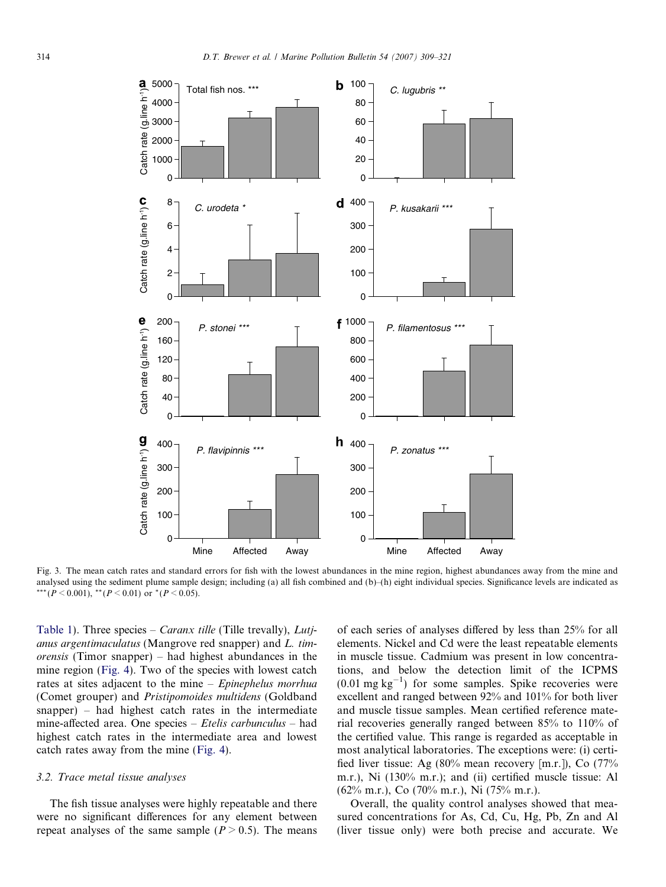Fig. 3. The mean catch rates and standard errors for fish with the lowest abundances in the mine region, highest abundances away from the mine and analysed using the sediment plume sample design; including (a) all fish combined and (b)–(h) eight individual species. Significance levels are indicated as $^{***}$($P < 0.001$), $^{**}$($P < 0.01$) or $^{*}$($P < 0.05$).

Table 1). Three species – *Caranx tille* (Tille trevally), *Lutjanus argentimaculatus* (Mangrove red snapper) and *L. timorensis* (Timor snapper) – had highest abundances in the mine region (Fig. 4). Two of the species with lowest catch rates at sites adjacent to the mine – *Epinephelus morrhua* (Comet grouper) and *Pristipomoides multidens* (Goldband snapper) – had highest catch rates in the intermediate mine-affected area. One species – *Etelis carbunculus* – had highest catch rates in the intermediate area and lowest catch rates away from the mine (Fig. 4).

### 3.2. Trace metal tissue analyses

The fish tissue analyses were highly repeatable and there were no significant differences for any element between repeat analyses of the same sample ($P > 0.5$). The means of each series of analyses differed by less than 25% for all elements. Nickel and Cd were the least repeatable elements in muscle tissue. Cadmium was present in low concentrations, and below the detection limit of the ICPMS ($0.01\ \mathrm{mg\ kg^{-1}}$) for some samples. Spike recoveries were excellent and ranged between 92% and 101% for both liver and muscle tissue samples. Mean certified reference material recoveries generally ranged between 85% to 110% of the certified value. This range is regarded as acceptable in most analytical laboratories. The exceptions were: (i) certified liver tissue: Ag (80% mean recovery [m.r.]), Co (77% m.r.), Ni (130% m.r.); and (ii) certified muscle tissue: Al (62% m.r.), Co (70% m.r.), Ni (75% m.r.).

Overall, the quality control analyses showed that measured concentrations for As, Cd, Cu, Hg, Pb, Zn and Al (liver tissue only) were both precise and accurate. We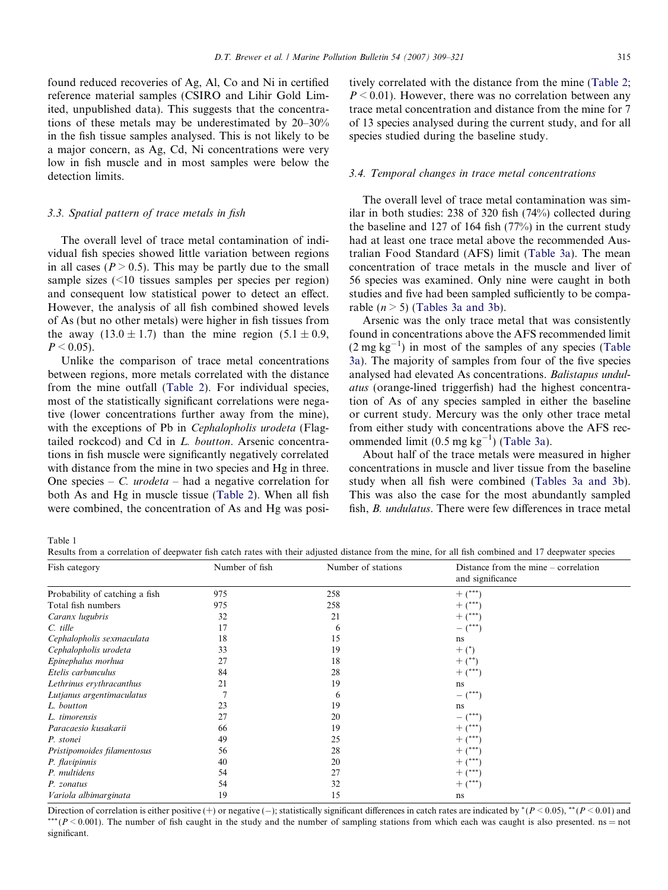found reduced recoveries of Ag, Al, Co and Ni in certified reference material samples (CSIRO and Lihir Gold Limited, unpublished data). This suggests that the concentrations of these metals may be underestimated by 20–30% in the fish tissue samples analysed. This is not likely to be a major concern, as Ag, Cd, Ni concentrations were very low in fish muscle and in most samples were below the detection limits.

### 3.3. Spatial pattern of trace metals in fish

The overall level of trace metal contamination of individual fish species showed little variation between regions in all cases ($P > 0.5$). This may be partly due to the small sample sizes (<10 tissues samples per species per region) and consequent low statistical power to detect an effect. However, the analysis of all fish combined showed levels of As (but no other metals) were higher in fish tissues from the away ($13.0 \pm 1.7$) than the mine region ($5.1 \pm 0.9$, $P < 0.05$).

Unlike the comparison of trace metal concentrations between regions, more metals correlated with the distance from the mine outfall (Table 2). For individual species, most of the statistically significant correlations were negative (lower concentrations further away from the mine), with the exceptions of Pb in *Cephalopholis urodeta* (Flag-tailed rockcod) and Cd in *L. boutton*. Arsenic concentrations in fish muscle were significantly negatively correlated with distance from the mine in two species and Hg in three. One species – *C. urodeta* – had a negative correlation for both As and Hg in muscle tissue (Table 2). When all fish were combined, the concentration of As and Hg was positively correlated with the distance from the mine (Table 2; $P < 0.01$). However, there was no correlation between any trace metal concentration and distance from the mine for 7 of 13 species analysed during the current study, and for all species studied during the baseline study.

### 3.4. Temporal changes in trace metal concentrations

The overall level of trace metal contamination was similar in both studies: 238 of 320 fish (74%) collected during the baseline and 127 of 164 fish (77%) in the current study had at least one trace metal above the recommended Australian Food Standard (AFS) limit (Table 3a). The mean concentration of trace metals in the muscle and liver of 56 species was examined. Only nine were caught in both studies and five had been sampled sufficiently to be comparable ($n > 5$) (Tables 3a and 3b).

Arsenic was the only trace metal that was consistently found in concentrations above the AFS recommended limit ($2\ \mathrm{mg\ kg^{-1}}$) in most of the samples of any species (Table 3a). The majority of samples from four of the five species analysed had elevated As concentrations. *Balistapus undulatus* (orange-lined triggerfish) had the highest concentration of As of any species sampled in either the baseline or current study. Mercury was the only other trace metal from either study with concentrations above the AFS recommended limit ($0.5\ \mathrm{mg\ kg^{-1}}$) (Table 3a).

About half of the trace metals were measured in higher concentrations in muscle and liver tissue from the baseline study when all fish were combined (Tables 3a and 3b). This was also the case for the most abundantly sampled fish, *B. undulatus*. There were few differences in trace metal

Table 1
Results from a correlation of deepwater fish catch rates with their adjusted distance from the mine, for all fish combined and 17 deepwater species

| Fish category | Number of fish | Number of stations | Distance from the mine – correlation and significance |
|---|---|---|---|
| Probability of catching a fish | 975 | 258 | + (***) |
| Total fish numbers | 975 | 258 | + (***) |
| *Caranx lugubris* | 32 | 21 | + (***) |
| *C. tille* | 17 | 6 | − (***) |
| *Cephalopholis sexmaculata* | 18 | 15 | ns |
| *Cephalopholis urodeta* | 33 | 19 | + (*) |
| *Epinephalus morhua* | 27 | 18 | + (**) |
| *Etelis carbunculus* | 84 | 28 | + (***) |
| *Lethrinus erythracanthus* | 21 | 19 | ns |
| *Lutjanus argentimaculatus* | 7 | 6 | − (***) |
| *L. boutton* | 23 | 19 | ns |
| *L. timorensis* | 27 | 20 | − (***) |
| *Paracaesio kusakarii* | 66 | 19 | + (***) |
| *P. stonei* | 49 | 25 | + (***) |
| *Pristipomoides filamentosus* | 56 | 28 | + (***) |
| *P. flavipinnis* | 40 | 20 | + (***) |
| *P. multidens* | 54 | 27 | + (***) |
| *P. zonatus* | 54 | 32 | + (***) |
| *Variola albimarginata* | 19 | 15 | ns |

Direction of correlation is either positive (+) or negative (−); statistically significant differences in catch rates are indicated by * ($P < 0.05$), ** ($P < 0.01$) and *** ($P < 0.001$). The number of fish caught in the study and the number of sampling stations from which each was caught is also presented. ns = not significant.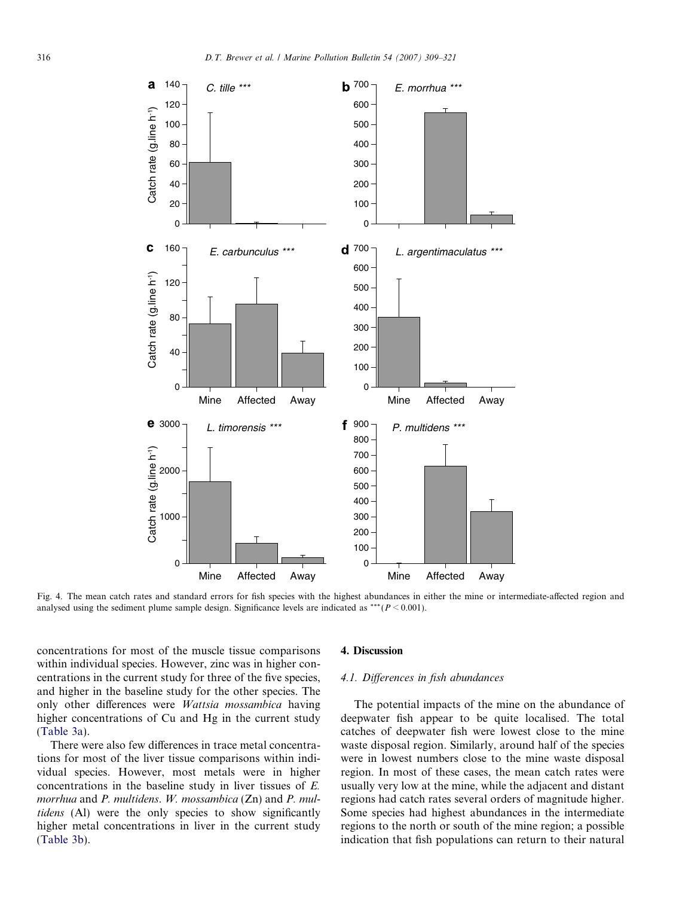Fig. 4. The mean catch rates and standard errors for fish species with the highest abundances in either the mine or intermediate-affected region and analysed using the sediment plume sample design. Significance levels are indicated as *** ($P < 0.001$).

concentrations for most of the muscle tissue comparisons within individual species. However, zinc was in higher concentrations in the current study for three of the five species, and higher in the baseline study for the other species. The only other differences were *Wattsia mossambica* having higher concentrations of Cu and Hg in the current study (Table 3a).

There were also few differences in trace metal concentrations for most of the liver tissue comparisons within individual species. However, most metals were in higher concentrations in the baseline study in liver tissues of *E. morrhua* and *P. multidens*. *W. mossambica* (Zn) and *P. multidens* (Al) were the only species to show significantly higher metal concentrations in liver in the current study (Table 3b).

## 4. Discussion

### 4.1. Differences in fish abundances

The potential impacts of the mine on the abundance of deepwater fish appear to be quite localised. The total catches of deepwater fish were lowest close to the mine waste disposal region. Similarly, around half of the species were in lowest numbers close to the mine waste disposal region. In most of these cases, the mean catch rates were usually very low at the mine, while the adjacent and distant regions had catch rates several orders of magnitude higher. Some species had highest abundances in the intermediate regions to the north or south of the mine region; a possible indication that fish populations can return to their natural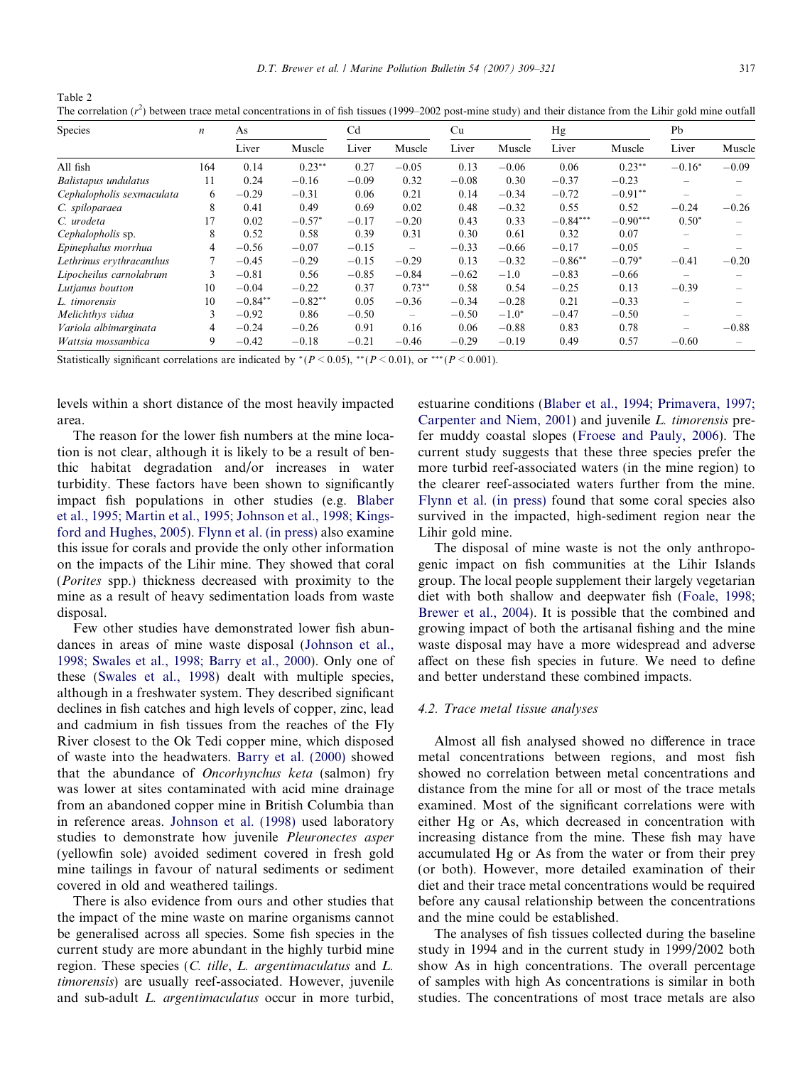Table 2
The correlation ($r^2$) between trace metal concentrations in of fish tissues (1999–2002 post-mine study) and their distance from the Lihir gold mine outfall

| Species | $n$ | As | | Cd | | Cu | | Hg | | Pb | |
|---|---|---|---|---|---|---|---|---|---|---|---|
| | | Liver | Muscle | Liver | Muscle | Liver | Muscle | Liver | Muscle | Liver | Muscle |
| All fish | 164 | 0.14 | 0.23** | 0.27 | −0.05 | 0.13 | −0.06 | 0.06 | 0.23** | −0.16* | −0.09 |
| *Balistapus undulatus* | 11 | 0.24 | −0.16 | −0.09 | 0.32 | −0.08 | 0.30 | −0.37 | −0.23 | – | – |
| *Cephalopholis sexmaculata* | 6 | −0.29 | −0.31 | 0.06 | 0.21 | 0.14 | −0.34 | −0.72 | −0.91** | – | – |
| *C. spiloparaea* | 8 | 0.41 | 0.49 | 0.69 | 0.02 | 0.48 | −0.32 | 0.55 | 0.52 | −0.24 | −0.26 |
| *C. urodeta* | 17 | 0.02 | −0.57* | −0.17 | −0.20 | 0.43 | 0.33 | −0.84*** | −0.90*** | 0.50* | – |
| *Cephalopholis* sp. | 8 | 0.52 | 0.58 | 0.39 | 0.31 | 0.30 | 0.61 | 0.32 | 0.07 | – | – |
| *Epinephalus morrhua* | 4 | −0.56 | −0.07 | −0.15 | – | −0.33 | −0.66 | −0.17 | −0.05 | – | – |
| *Lethrinus erythracanthus* | 7 | −0.45 | −0.29 | −0.15 | −0.29 | 0.13 | −0.32 | −0.86** | −0.79* | −0.41 | −0.20 |
| *Lipocheilus carnolabrum* | 3 | −0.81 | 0.56 | −0.85 | −0.84 | −0.62 | −1.0 | −0.83 | −0.66 | – | – |
| *Lutjanus boutton* | 10 | −0.04 | −0.22 | 0.37 | 0.73** | 0.58 | 0.54 | −0.25 | 0.13 | −0.39 | – |
| *L. timorensis* | 10 | −0.84** | −0.82** | 0.05 | −0.36 | −0.34 | −0.28 | 0.21 | −0.33 | – | – |
| *Melichthys vidua* | 3 | −0.92 | 0.86 | −0.50 | – | −0.50 | −1.0* | −0.47 | −0.50 | – | – |
| *Variola albimarginata* | 4 | −0.24 | −0.26 | 0.91 | 0.16 | 0.06 | −0.88 | 0.83 | 0.78 | – | −0.88 |
| *Wattsia mossambica* | 9 | −0.42 | −0.18 | −0.21 | −0.46 | −0.29 | −0.19 | 0.49 | 0.57 | −0.60 | – |

Statistically significant correlations are indicated by *($P < 0.05$), **($P < 0.01$), or ***($P < 0.001$).

levels within a short distance of the most heavily impacted area.

The reason for the lower fish numbers at the mine location is not clear, although it is likely to be a result of benthic habitat degradation and/or increases in water turbidity. These factors have been shown to significantly impact fish populations in other studies (e.g. Blaber et al., 1995; Martin et al., 1995; Johnson et al., 1998; Kingsford and Hughes, 2005). Flynn et al. (in press) also examine this issue for corals and provide the only other information on the impacts of the Lihir mine. They showed that coral (*Porites* spp.) thickness decreased with proximity to the mine as a result of heavy sedimentation loads from waste disposal.

Few other studies have demonstrated lower fish abundances in areas of mine waste disposal (Johnson et al., 1998; Swales et al., 1998; Barry et al., 2000). Only one of these (Swales et al., 1998) dealt with multiple species, although in a freshwater system. They described significant declines in fish catches and high levels of copper, zinc, lead and cadmium in fish tissues from the reaches of the Fly River closest to the Ok Tedi copper mine, which disposed of waste into the headwaters. Barry et al. (2000) showed that the abundance of *Oncorhynchus keta* (salmon) fry was lower at sites contaminated with acid mine drainage from an abandoned copper mine in British Columbia than in reference areas. Johnson et al. (1998) used laboratory studies to demonstrate how juvenile *Pleuronectes asper* (yellowfin sole) avoided sediment covered in fresh gold mine tailings in favour of natural sediments or sediment covered in old and weathered tailings.

There is also evidence from ours and other studies that the impact of the mine waste on marine organisms cannot be generalised across all species. Some fish species in the current study are more abundant in the highly turbid mine region. These species (*C. tille*, *L. argentimaculatus* and *L. timorensis*) are usually reef-associated. However, juvenile and sub-adult *L. argentimaculatus* occur in more turbid, estuarine conditions (Blaber et al., 1994; Primavera, 1997; Carpenter and Niem, 2001) and juvenile *L. timorensis* prefer muddy coastal slopes (Froese and Pauly, 2006). The current study suggests that these three species prefer the more turbid reef-associated waters (in the mine region) to the clearer reef-associated waters further from the mine. Flynn et al. (in press) found that some coral species also survived in the impacted, high-sediment region near the Lihir gold mine.

The disposal of mine waste is not the only anthropogenic impact on fish communities at the Lihir Islands group. The local people supplement their largely vegetarian diet with both shallow and deepwater fish (Foale, 1998; Brewer et al., 2004). It is possible that the combined and growing impact of both the artisanal fishing and the mine waste disposal may have a more widespread and adverse affect on these fish species in future. We need to define and better understand these combined impacts.

### 4.2. Trace metal tissue analyses

Almost all fish analysed showed no difference in trace metal concentrations between regions, and most fish showed no correlation between metal concentrations and distance from the mine for all or most of the trace metals examined. Most of the significant correlations were with either Hg or As, which decreased in concentration with increasing distance from the mine. These fish may have accumulated Hg or As from the water or from their prey (or both). However, more detailed examination of their diet and their trace metal concentrations would be required before any causal relationship between the concentrations and the mine could be established.

The analyses of fish tissues collected during the baseline study in 1994 and in the current study in 1999/2002 both show As in high concentrations. The overall percentage of samples with high As concentrations is similar in both studies. The concentrations of most trace metals are also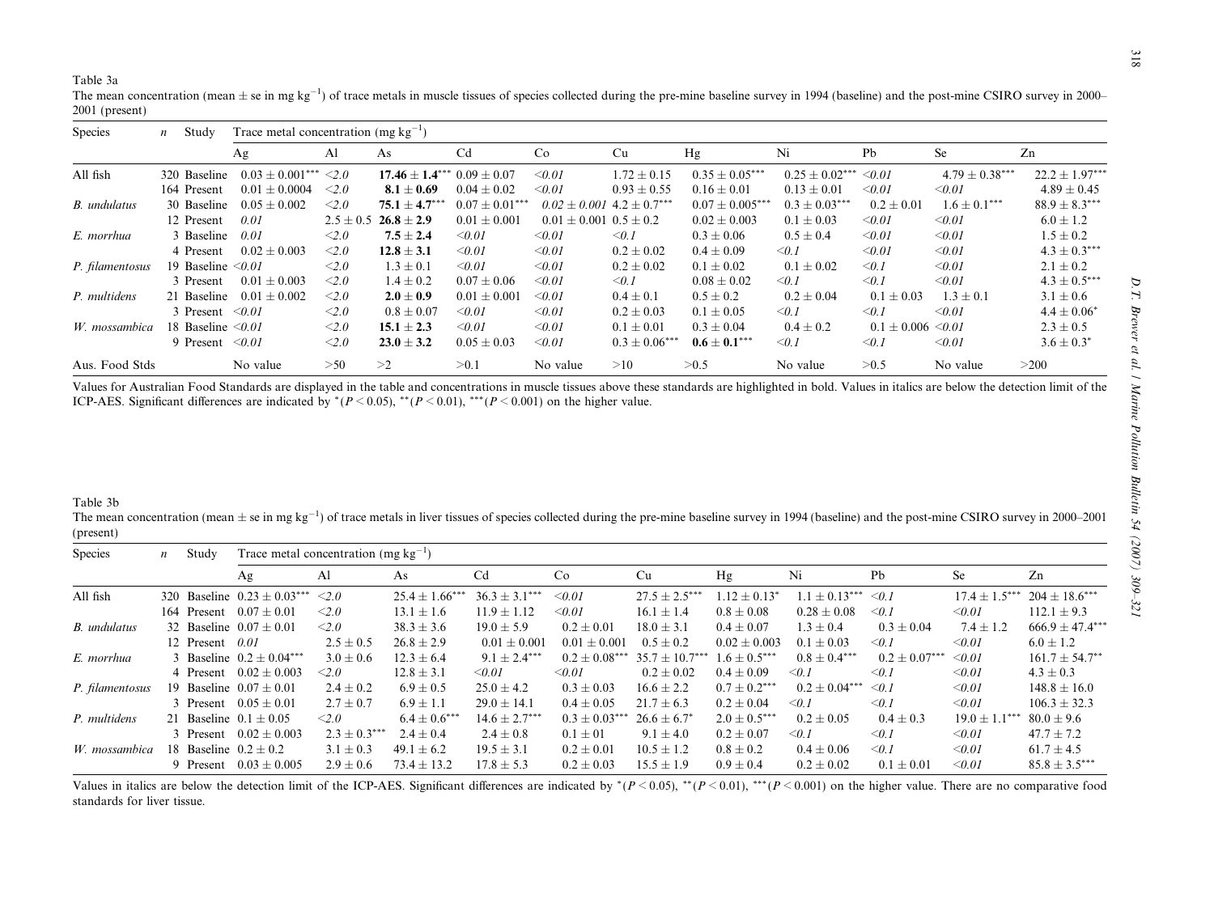Table 3a

The mean concentration (mean ± se in mg kg$^{-1}$) of trace metals in muscle tissues of species collected during the pre-mine baseline survey in 1994 (baseline) and the post-mine CSIRO survey in 2000–2001 (present)

| Species | $n$ | Study | Trace metal concentration (mg kg$^{-1}$) | | | | | | | | | | |
|---|---|---|---|---|---|---|---|---|---|---|---|---|---|
| | | | Ag | Al | As | Cd | Co | Cu | Hg | Ni | Pb | Se | Zn |
| All fish | 320 | Baseline | 0.03 ± 0.001*** | *<2.0* | **17.46 ± 1.4***\*** | 0.09 ± 0.07 | *<0.01* | 1.72 ± 0.15 | 0.35 ± 0.05*** | 0.25 ± 0.02*** | *<0.01* | 4.79 ± 0.38*** | 22.2 ± 1.97*** |
| | 164 | Present | 0.01 ± 0.0004 | *<2.0* | **8.1 ± 0.69** | 0.04 ± 0.02 | *<0.01* | 0.93 ± 0.55 | 0.16 ± 0.01 | 0.13 ± 0.01 | *<0.01* | *<0.01* | 4.89 ± 0.45 |
| *B. undulatus* | 30 | Baseline | 0.05 ± 0.002 | *<2.0* | **75.1 ± 4.7***\*** | 0.07 ± 0.01*** | *0.02 ± 0.001* | 4.2 ± 0.7*** | 0.07 ± 0.005*** | 0.3 ± 0.03*** | 0.2 ± 0.01 | 1.6 ± 0.1*** | 88.9 ± 8.3*** |
| | 12 | Present | *0.01* | 2.5 ± 0.5 | **26.8 ± 2.9** | 0.01 ± 0.001 | 0.01 ± 0.001 | 0.5 ± 0.2 | 0.02 ± 0.003 | 0.1 ± 0.03 | *<0.01* | *<0.01* | 6.0 ± 1.2 |
| *E. morrhua* | 3 | Baseline | *0.01* | *<2.0* | **7.5 ± 2.4** | *<0.01* | *<0.01* | *<0.1* | 0.3 ± 0.06 | 0.5 ± 0.4 | *<0.01* | *<0.01* | 1.5 ± 0.2 |
| | 4 | Present | 0.02 ± 0.003 | *<2.0* | **12.8 ± 3.1** | *<0.01* | *<0.01* | 0.2 ± 0.02 | 0.4 ± 0.09 | *<0.1* | *<0.01* | *<0.01* | 4.3 ± 0.3*** |
| *P. filamentosus* | 19 | Baseline | *<0.01* | *<2.0* | 1.3 ± 0.1 | *<0.01* | *<0.01* | 0.2 ± 0.02 | 0.1 ± 0.02 | 0.1 ± 0.02 | *<0.1* | *<0.01* | 2.1 ± 0.2 |
| | 3 | Present | 0.01 ± 0.003 | *<2.0* | 1.4 ± 0.2 | 0.07 ± 0.06 | *<0.01* | *<0.1* | 0.08 ± 0.02 | *<0.1* | *<0.1* | *<0.01* | 4.3 ± 0.5*** |
| *P. multidens* | 21 | Baseline | 0.01 ± 0.002 | *<2.0* | **2.0 ± 0.9** | 0.01 ± 0.001 | *<0.01* | 0.4 ± 0.1 | 0.5 ± 0.2 | 0.2 ± 0.04 | 0.1 ± 0.03 | 1.3 ± 0.1 | 3.1 ± 0.6 |
| | 3 | Present | *<0.01* | *<2.0* | 0.8 ± 0.07 | *<0.01* | *<0.01* | 0.2 ± 0.03 | 0.1 ± 0.05 | *<0.1* | *<0.1* | *<0.01* | 4.4 ± 0.06* |
| *W. mossambica* | 18 | Baseline | *<0.01* | *<2.0* | **15.1 ± 2.3** | *<0.01* | *<0.01* | 0.1 ± 0.01 | 0.3 ± 0.04 | 0.4 ± 0.2 | 0.1 ± 0.006 | *<0.01* | 2.3 ± 0.5 |
| | 9 | Present | *<0.01* | *<2.0* | **23.0 ± 3.2** | 0.05 ± 0.03 | *<0.01* | 0.3 ± 0.06*** | **0.6 ± 0.1***\*** | *<0.1* | *<0.1* | *<0.01* | 3.6 ± 0.3* |
| Aus. Food Stds | | | No value | >50 | >2 | >0.1 | No value | >10 | >0.5 | No value | >0.5 | No value | >200 |

Values for Australian Food Standards are displayed in the table and concentrations in muscle tissues above these standards are highlighted in bold. Values in italics are below the detection limit of the ICP-AES. Significant differences are indicated by *($P < 0.05$), **($P < 0.01$), ***($P < 0.001$) on the higher value.

Table 3b

The mean concentration (mean ± se in mg kg$^{-1}$) of trace metals in liver tissues of species collected during the pre-mine baseline survey in 1994 (baseline) and the post-mine CSIRO survey in 2000–2001 (present)

| Species | $n$ | Study | Trace metal concentration (mg kg$^{-1}$) | | | | | | | | | | |
|---|---|---|---|---|---|---|---|---|---|---|---|---|---|
| | | | Ag | Al | As | Cd | Co | Cu | Hg | Ni | Pb | Se | Zn |
| All fish | 320 | Baseline | 0.23 ± 0.03*** | *<2.0* | 25.4 ± 1.66*** | 36.3 ± 3.1*** | *<0.01* | 27.5 ± 2.5*** | 1.12 ± 0.13* | 1.1 ± 0.13*** | *<0.1* | 17.4 ± 1.5*** | 204 ± 18.6*** |
| | 164 | Present | 0.07 ± 0.01 | *<2.0* | 13.1 ± 1.6 | 11.9 ± 1.12 | *<0.01* | 16.1 ± 1.4 | 0.8 ± 0.08 | 0.28 ± 0.08 | *<0.1* | *<0.01* | 112.1 ± 9.3 |
| *B. undulatus* | 32 | Baseline | 0.07 ± 0.01 | *<2.0* | 38.3 ± 3.6 | 19.0 ± 5.9 | 0.2 ± 0.01 | 18.0 ± 3.1 | 0.4 ± 0.07 | 1.3 ± 0.4 | 0.3 ± 0.04 | 7.4 ± 1.2 | 666.9 ± 47.4*** |
| | 12 | Present | *0.01* | 2.5 ± 0.5 | 26.8 ± 2.9 | 0.01 ± 0.001 | 0.01 ± 0.001 | 0.5 ± 0.2 | 0.02 ± 0.003 | 0.1 ± 0.03 | *<0.1* | *<0.01* | 6.0 ± 1.2 |
| *E. morrhua* | 3 | Baseline | 0.2 ± 0.04*** | 3.0 ± 0.6 | 12.3 ± 6.4 | 9.1 ± 2.4*** | 0.2 ± 0.08*** | 35.7 ± 10.7*** | 1.6 ± 0.5*** | 0.8 ± 0.4*** | 0.2 ± 0.07*** | *<0.01* | 161.7 ± 54.7** |
| | 4 | Present | 0.02 ± 0.003 | *<2.0* | 12.8 ± 3.1 | *<0.01* | *<0.01* | 0.2 ± 0.02 | 0.4 ± 0.09 | *<0.1* | *<0.1* | *<0.01* | 4.3 ± 0.3 |
| *P. filamentosus* | 19 | Baseline | 0.07 ± 0.01 | 2.4 ± 0.2 | 6.9 ± 0.5 | 25.0 ± 4.2 | 0.3 ± 0.03 | 16.6 ± 2.2 | 0.7 ± 0.2*** | 0.2 ± 0.04*** | *<0.1* | *<0.01* | 148.8 ± 16.0 |
| | 3 | Present | 0.05 ± 0.01 | 2.7 ± 0.7 | 6.9 ± 1.1 | 29.0 ± 14.1 | 0.4 ± 0.05 | 21.7 ± 6.3 | 0.2 ± 0.04 | *<0.1* | *<0.1* | *<0.01* | 106.3 ± 32.3 |
| *P. multidens* | 21 | Baseline | 0.1 ± 0.05 | *<2.0* | 6.4 ± 0.6*** | 14.6 ± 2.7*** | 0.3 ± 0.03*** | 26.6 ± 6.7* | 2.0 ± 0.5*** | 0.2 ± 0.05 | 0.4 ± 0.3 | 19.0 ± 1.1*** | 80.0 ± 9.6 |
| | 3 | Present | 0.02 ± 0.003 | 2.3 ± 0.3*** | 2.4 ± 0.4 | 2.4 ± 0.8 | 0.1 ± 01 | 9.1 ± 4.0 | 0.2 ± 0.07 | *<0.1* | *<0.1* | *<0.01* | 47.7 ± 7.2 |
| *W. mossambica* | 18 | Baseline | 0.2 ± 0.2 | 3.1 ± 0.3 | 49.1 ± 6.2 | 19.5 ± 3.1 | 0.2 ± 0.01 | 10.5 ± 1.2 | 0.8 ± 0.2 | 0.4 ± 0.06 | *<0.1* | *<0.01* | 61.7 ± 4.5 |
| | 9 | Present | 0.03 ± 0.005 | 2.9 ± 0.6 | 73.4 ± 13.2 | 17.8 ± 5.3 | 0.2 ± 0.03 | 15.5 ± 1.9 | 0.9 ± 0.4 | 0.2 ± 0.02 | 0.1 ± 0.01 | *<0.01* | 85.8 ± 3.5*** |

Values in italics are below the detection limit of the ICP-AES. Significant differences are indicated by *($P < 0.05$), **($P < 0.01$), ***($P < 0.001$) on the higher value. There are no comparative food standards for liver tissue.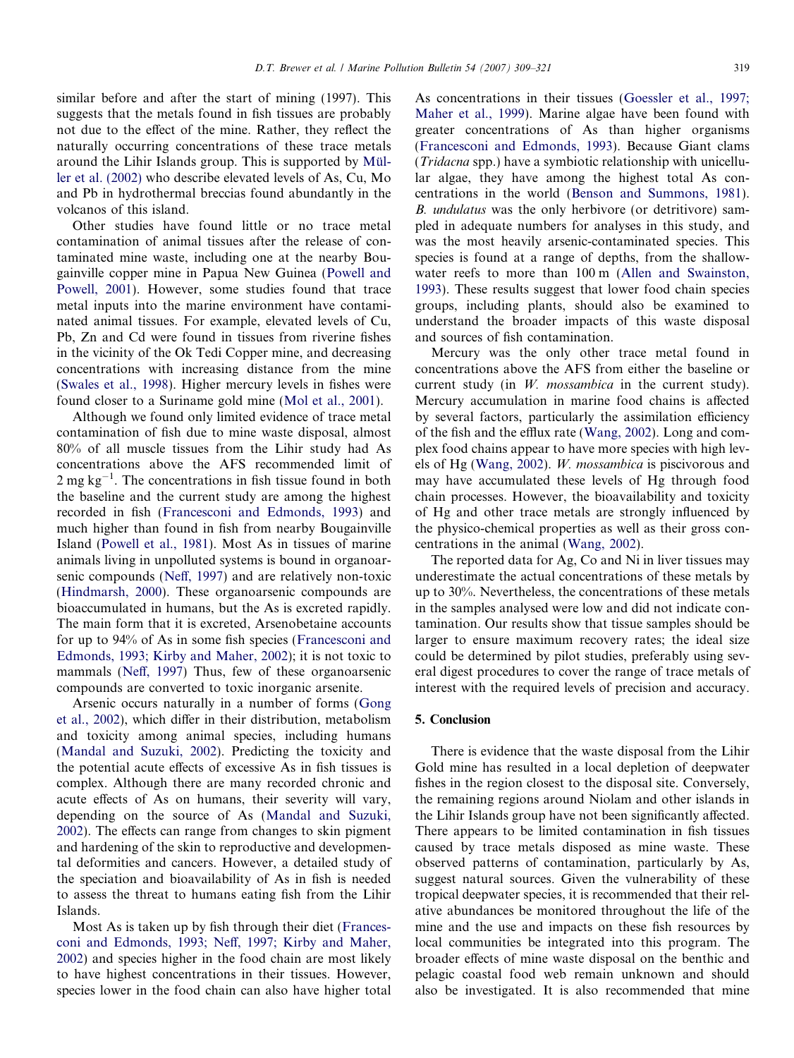similar before and after the start of mining (1997). This suggests that the metals found in fish tissues are probably not due to the effect of the mine. Rather, they reflect the naturally occurring concentrations of these trace metals around the Lihir Islands group. This is supported by Müller et al. (2002) who describe elevated levels of As, Cu, Mo and Pb in hydrothermal breccias found abundantly in the volcanos of this island.

Other studies have found little or no trace metal contamination of animal tissues after the release of contaminated mine waste, including one at the nearby Bougainville copper mine in Papua New Guinea (Powell and Powell, 2001). However, some studies found that trace metal inputs into the marine environment have contaminated animal tissues. For example, elevated levels of Cu, Pb, Zn and Cd were found in tissues from riverine fishes in the vicinity of the Ok Tedi Copper mine, and decreasing concentrations with increasing distance from the mine (Swales et al., 1998). Higher mercury levels in fishes were found closer to a Suriname gold mine (Mol et al., 2001).

Although we found only limited evidence of trace metal contamination of fish due to mine waste disposal, almost 80% of all muscle tissues from the Lihir study had As concentrations above the AFS recommended limit of 2 mg $kg^{-1}$. The concentrations in fish tissue found in both the baseline and the current study are among the highest recorded in fish (Francesconi and Edmonds, 1993) and much higher than found in fish from nearby Bougainville Island (Powell et al., 1981). Most As in tissues of marine animals living in unpolluted systems is bound in organoarsenic compounds (Neff, 1997) and are relatively non-toxic (Hindmarsh, 2000). These organoarsenic compounds are bioaccumulated in humans, but the As is excreted rapidly. The main form that it is excreted, Arsenobetaine accounts for up to 94% of As in some fish species (Francesconi and Edmonds, 1993; Kirby and Maher, 2002); it is not toxic to mammals (Neff, 1997) Thus, few of these organoarsenic compounds are converted to toxic inorganic arsenite.

Arsenic occurs naturally in a number of forms (Gong et al., 2002), which differ in their distribution, metabolism and toxicity among animal species, including humans (Mandal and Suzuki, 2002). Predicting the toxicity and the potential acute effects of excessive As in fish tissues is complex. Although there are many recorded chronic and acute effects of As on humans, their severity will vary, depending on the source of As (Mandal and Suzuki, 2002). The effects can range from changes to skin pigment and hardening of the skin to reproductive and developmental deformities and cancers. However, a detailed study of the speciation and bioavailability of As in fish is needed to assess the threat to humans eating fish from the Lihir Islands.

Most As is taken up by fish through their diet (Francesconi and Edmonds, 1993; Neff, 1997; Kirby and Maher, 2002) and species higher in the food chain are most likely to have highest concentrations in their tissues. However, species lower in the food chain can also have higher total As concentrations in their tissues (Goessler et al., 1997; Maher et al., 1999). Marine algae have been found with greater concentrations of As than higher organisms (Francesconi and Edmonds, 1993). Because Giant clams (*Tridacna* spp.) have a symbiotic relationship with unicellular algae, they have among the highest total As concentrations in the world (Benson and Summons, 1981). *B. undulatus* was the only herbivore (or detritivore) sampled in adequate numbers for analyses in this study, and was the most heavily arsenic-contaminated species. This species is found at a range of depths, from the shallow-water reefs to more than 100 m (Allen and Swainston, 1993). These results suggest that lower food chain species groups, including plants, should also be examined to understand the broader impacts of this waste disposal and sources of fish contamination.

Mercury was the only other trace metal found in concentrations above the AFS from either the baseline or current study (in *W. mossambica* in the current study). Mercury accumulation in marine food chains is affected by several factors, particularly the assimilation efficiency of the fish and the efflux rate (Wang, 2002). Long and complex food chains appear to have more species with high levels of Hg (Wang, 2002). *W. mossambica* is piscivorous and may have accumulated these levels of Hg through food chain processes. However, the bioavailability and toxicity of Hg and other trace metals are strongly influenced by the physico-chemical properties as well as their gross concentrations in the animal (Wang, 2002).

The reported data for Ag, Co and Ni in liver tissues may underestimate the actual concentrations of these metals by up to 30%. Nevertheless, the concentrations of these metals in the samples analysed were low and did not indicate contamination. Our results show that tissue samples should be larger to ensure maximum recovery rates; the ideal size could be determined by pilot studies, preferably using several digest procedures to cover the range of trace metals of interest with the required levels of precision and accuracy.

## 5. Conclusion

There is evidence that the waste disposal from the Lihir Gold mine has resulted in a local depletion of deepwater fishes in the region closest to the disposal site. Conversely, the remaining regions around Niolam and other islands in the Lihir Islands group have not been significantly affected. There appears to be limited contamination in fish tissues caused by trace metals disposed as mine waste. These observed patterns of contamination, particularly by As, suggest natural sources. Given the vulnerability of these tropical deepwater species, it is recommended that their relative abundances be monitored throughout the life of the mine and the use and impacts on these fish resources by local communities be integrated into this program. The broader effects of mine waste disposal on the benthic and pelagic coastal food web remain unknown and should also be investigated. It is also recommended that mine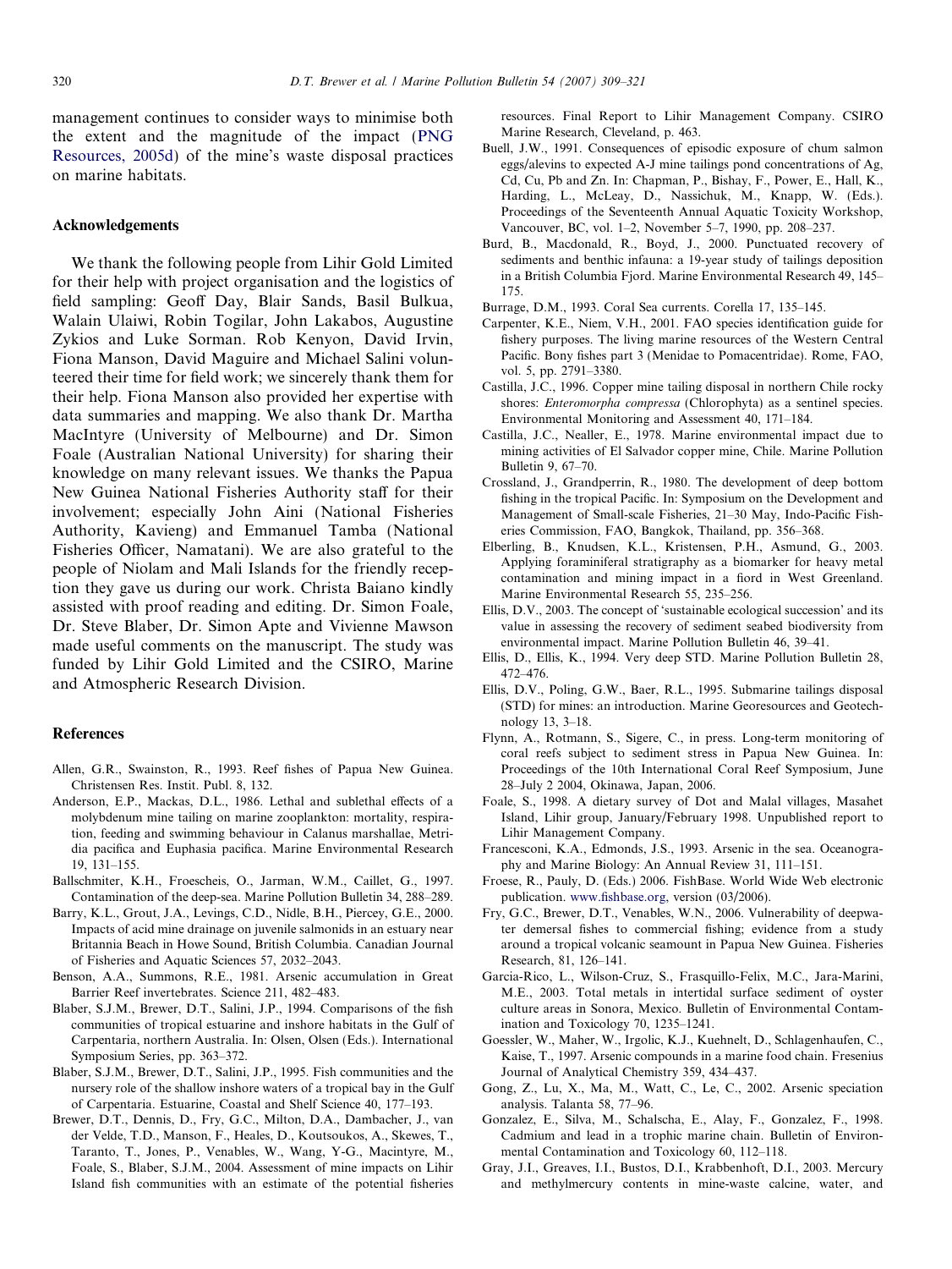management continues to consider ways to minimise both the extent and the magnitude of the impact (PNG Resources, 2005d) of the mine's waste disposal practices on marine habitats.

## Acknowledgements

We thank the following people from Lihir Gold Limited for their help with project organisation and the logistics of field sampling: Geoff Day, Blair Sands, Basil Bulkua, Walain Ulaiwi, Robin Togilar, John Lakabos, Augustine Zykios and Luke Sorman. Rob Kenyon, David Irvin, Fiona Manson, David Maguire and Michael Salini volunteered their time for field work; we sincerely thank them for their help. Fiona Manson also provided her expertise with data summaries and mapping. We also thank Dr. Martha MacIntyre (University of Melbourne) and Dr. Simon Foale (Australian National University) for sharing their knowledge on many relevant issues. We thanks the Papua New Guinea National Fisheries Authority staff for their involvement; especially John Aini (National Fisheries Authority, Kavieng) and Emmanuel Tamba (National Fisheries Officer, Namatani). We are also grateful to the people of Niolam and Mali Islands for the friendly reception they gave us during our work. Christa Baiano kindly assisted with proof reading and editing. Dr. Simon Foale, Dr. Steve Blaber, Dr. Simon Apte and Vivienne Mawson made useful comments on the manuscript. The study was funded by Lihir Gold Limited and the CSIRO, Marine and Atmospheric Research Division.

## References

Allen, G.R., Swainston, R., 1993. Reef fishes of Papua New Guinea. Christensen Res. Instit. Publ. 8, 132.

Anderson, E.P., Mackas, D.L., 1986. Lethal and sublethal effects of a molybdenum mine tailing on marine zooplankton: mortality, respiration, feeding and swimming behaviour in Calanus marshallae, Metridia pacifica and Euphasia pacifica. Marine Environmental Research 19, 131–155.

Ballschmiter, K.H., Froescheis, O., Jarman, W.M., Caillet, G., 1997. Contamination of the deep-sea. Marine Pollution Bulletin 34, 288–289.

Barry, K.L., Grout, J.A., Levings, C.D., Nidle, B.H., Piercey, G.E., 2000. Impacts of acid mine drainage on juvenile salmonids in an estuary near Britannia Beach in Howe Sound, British Columbia. Canadian Journal of Fisheries and Aquatic Sciences 57, 2032–2043.

Benson, A.A., Summons, R.E., 1981. Arsenic accumulation in Great Barrier Reef invertebrates. Science 211, 482–483.

Blaber, S.J.M., Brewer, D.T., Salini, J.P., 1994. Comparisons of the fish communities of tropical estuarine and inshore habitats in the Gulf of Carpentaria, northern Australia. In: Olsen, Olsen (Eds.). International Symposium Series, pp. 363–372.

Blaber, S.J.M., Brewer, D.T., Salini, J.P., 1995. Fish communities and the nursery role of the shallow inshore waters of a tropical bay in the Gulf of Carpentaria. Estuarine, Coastal and Shelf Science 40, 177–193.

Brewer, D.T., Dennis, D., Fry, G.C., Milton, D.A., Dambacher, J., van der Velde, T.D., Manson, F., Heales, D., Koutsoukos, A., Skewes, T., Taranto, T., Jones, P., Venables, W., Wang, Y-G., Macintyre, M., Foale, S., Blaber, S.J.M., 2004. Assessment of mine impacts on Lihir Island fish communities with an estimate of the potential fisheries resources. Final Report to Lihir Management Company. CSIRO Marine Research, Cleveland, p. 463.

Buell, J.W., 1991. Consequences of episodic exposure of chum salmon eggs/alevins to expected A-J mine tailings pond concentrations of Ag, Cd, Cu, Pb and Zn. In: Chapman, P., Bishay, F., Power, E., Hall, K., Harding, L., McLeay, D., Nassichuk, M., Knapp, W. (Eds.). Proceedings of the Seventeenth Annual Aquatic Toxicity Workshop, Vancouver, BC, vol. 1–2, November 5–7, 1990, pp. 208–237.

Burd, B., Macdonald, R., Boyd, J., 2000. Punctuated recovery of sediments and benthic infauna: a 19-year study of tailings deposition in a British Columbia Fjord. Marine Environmental Research 49, 145–175.

Burrage, D.M., 1993. Coral Sea currents. Corella 17, 135–145.

Carpenter, K.E., Niem, V.H., 2001. FAO species identification guide for fishery purposes. The living marine resources of the Western Central Pacific. Bony fishes part 3 (Menidae to Pomacentridae). Rome, FAO, vol. 5, pp. 2791–3380.

Castilla, J.C., 1996. Copper mine tailing disposal in northern Chile rocky shores: *Enteromorpha compressa* (Chlorophyta) as a sentinel species. Environmental Monitoring and Assessment 40, 171–184.

Castilla, J.C., Nealler, E., 1978. Marine environmental impact due to mining activities of El Salvador copper mine, Chile. Marine Pollution Bulletin 9, 67–70.

Crossland, J., Grandperrin, R., 1980. The development of deep bottom fishing in the tropical Pacific. In: Symposium on the Development and Management of Small-scale Fisheries, 21–30 May, Indo-Pacific Fisheries Commission, FAO, Bangkok, Thailand, pp. 356–368.

Elberling, B., Knudsen, K.L., Kristensen, P.H., Asmund, G., 2003. Applying foraminiferal stratigraphy as a biomarker for heavy metal contamination and mining impact in a fiord in West Greenland. Marine Environmental Research 55, 235–256.

Ellis, D.V., 2003. The concept of 'sustainable ecological succession' and its value in assessing the recovery of sediment seabed biodiversity from environmental impact. Marine Pollution Bulletin 46, 39–41.

Ellis, D., Ellis, K., 1994. Very deep STD. Marine Pollution Bulletin 28, 472–476.

Ellis, D.V., Poling, G.W., Baer, R.L., 1995. Submarine tailings disposal (STD) for mines: an introduction. Marine Georesources and Geotechnology 13, 3–18.

Flynn, A., Rotmann, S., Sigere, C., in press. Long-term monitoring of coral reefs subject to sediment stress in Papua New Guinea. In: Proceedings of the 10th International Coral Reef Symposium, June 28–July 2 2004, Okinawa, Japan, 2006.

Foale, S., 1998. A dietary survey of Dot and Malal villages, Masahet Island, Lihir group, January/February 1998. Unpublished report to Lihir Management Company.

Francesconi, K.A., Edmonds, J.S., 1993. Arsenic in the sea. Oceanography and Marine Biology: An Annual Review 31, 111–151.

Froese, R., Pauly, D. (Eds.) 2006. FishBase. World Wide Web electronic publication. www.fishbase.org, version (03/2006).

Fry, G.C., Brewer, D.T., Venables, W.N., 2006. Vulnerability of deepwater demersal fishes to commercial fishing; evidence from a study around a tropical volcanic seamount in Papua New Guinea. Fisheries Research, 81, 126–141.

Garcia-Rico, L., Wilson-Cruz, S., Frasquillo-Felix, M.C., Jara-Marini, M.E., 2003. Total metals in intertidal surface sediment of oyster culture areas in Sonora, Mexico. Bulletin of Environmental Contamination and Toxicology 70, 1235–1241.

Goessler, W., Maher, W., Irgolic, K.J., Kuehnelt, D., Schlagenhaufen, C., Kaise, T., 1997. Arsenic compounds in a marine food chain. Fresenius Journal of Analytical Chemistry 359, 434–437.

Gong, Z., Lu, X., Ma, M., Watt, C., Le, C., 2002. Arsenic speciation analysis. Talanta 58, 77–96.

Gonzalez, E., Silva, M., Schalscha, E., Alay, F., Gonzalez, F., 1998. Cadmium and lead in a trophic marine chain. Bulletin of Environmental Contamination and Toxicology 60, 112–118.

Gray, J.I., Greaves, I.I., Bustos, D.I., Krabbenhoft, D.I., 2003. Mercury and methylmercury contents in mine-waste calcine, water, and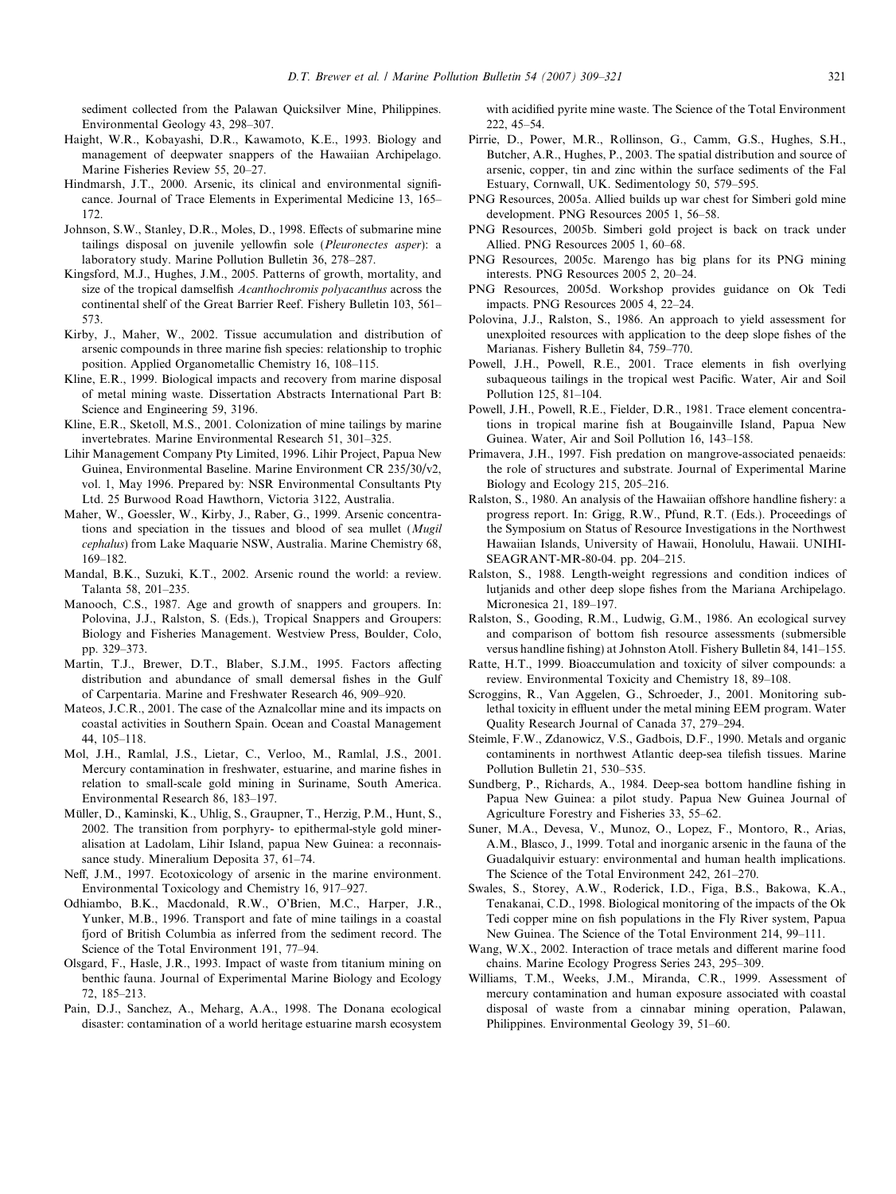sediment collected from the Palawan Quicksilver Mine, Philippines. Environmental Geology 43, 298–307.

Haight, W.R., Kobayashi, D.R., Kawamoto, K.E., 1993. Biology and management of deepwater snappers of the Hawaiian Archipelago. Marine Fisheries Review 55, 20–27.

Hindmarsh, J.T., 2000. Arsenic, its clinical and environmental significance. Journal of Trace Elements in Experimental Medicine 13, 165–172.

Johnson, S.W., Stanley, D.R., Moles, D., 1998. Effects of submarine mine tailings disposal on juvenile yellowfin sole (*Pleuronectes asper*): a laboratory study. Marine Pollution Bulletin 36, 278–287.

Kingsford, M.J., Hughes, J.M., 2005. Patterns of growth, mortality, and size of the tropical damselfish *Acanthochromis polyacanthus* across the continental shelf of the Great Barrier Reef. Fishery Bulletin 103, 561–573.

Kirby, J., Maher, W., 2002. Tissue accumulation and distribution of arsenic compounds in three marine fish species: relationship to trophic position. Applied Organometallic Chemistry 16, 108–115.

Kline, E.R., 1999. Biological impacts and recovery from marine disposal of metal mining waste. Dissertation Abstracts International Part B: Science and Engineering 59, 3196.

Kline, E.R., Sketoll, M.S., 2001. Colonization of mine tailings by marine invertebrates. Marine Environmental Research 51, 301–325.

Lihir Management Company Pty Limited, 1996. Lihir Project, Papua New Guinea, Environmental Baseline. Marine Environment CR 235/30/v2, vol. 1, May 1996. Prepared by: NSR Environmental Consultants Pty Ltd. 25 Burwood Road Hawthorn, Victoria 3122, Australia.

Maher, W., Goessler, W., Kirby, J., Raber, G., 1999. Arsenic concentrations and speciation in the tissues and blood of sea mullet (*Mugil cephalus*) from Lake Maquarie NSW, Australia. Marine Chemistry 68, 169–182.

Mandal, B.K., Suzuki, K.T., 2002. Arsenic round the world: a review. Talanta 58, 201–235.

Manooch, C.S., 1987. Age and growth of snappers and groupers. In: Polovina, J.J., Ralston, S. (Eds.), Tropical Snappers and Groupers: Biology and Fisheries Management. Westview Press, Boulder, Colo, pp. 329–373.

Martin, T.J., Brewer, D.T., Blaber, S.J.M., 1995. Factors affecting distribution and abundance of small demersal fishes in the Gulf of Carpentaria. Marine and Freshwater Research 46, 909–920.

Mateos, J.C.R., 2001. The case of the Aznalcollar mine and its impacts on coastal activities in Southern Spain. Ocean and Coastal Management 44, 105–118.

Mol, J.H., Ramlal, J.S., Lietar, C., Verloo, M., Ramlal, J.S., 2001. Mercury contamination in freshwater, estuarine, and marine fishes in relation to small-scale gold mining in Suriname, South America. Environmental Research 86, 183–197.

Müller, D., Kaminski, K., Uhlig, S., Graupner, T., Herzig, P.M., Hunt, S., 2002. The transition from porphyry- to epithermal-style gold mineralisation at Ladolam, Lihir Island, papua New Guinea: a reconnaissance study. Mineralium Deposita 37, 61–74.

Neff, J.M., 1997. Ecotoxicology of arsenic in the marine environment. Environmental Toxicology and Chemistry 16, 917–927.

Odhiambo, B.K., Macdonald, R.W., O'Brien, M.C., Harper, J.R., Yunker, M.B., 1996. Transport and fate of mine tailings in a coastal fjord of British Columbia as inferred from the sediment record. The Science of the Total Environment 191, 77–94.

Olsgard, F., Hasle, J.R., 1993. Impact of waste from titanium mining on benthic fauna. Journal of Experimental Marine Biology and Ecology 72, 185–213.

Pain, D.J., Sanchez, A., Meharg, A.A., 1998. The Donana ecological disaster: contamination of a world heritage estuarine marsh ecosystem with acidified pyrite mine waste. The Science of the Total Environment 222, 45–54.

Pirrie, D., Power, M.R., Rollinson, G., Camm, G.S., Hughes, S.H., Butcher, A.R., Hughes, P., 2003. The spatial distribution and source of arsenic, copper, tin and zinc within the surface sediments of the Fal Estuary, Cornwall, UK. Sedimentology 50, 579–595.

PNG Resources, 2005a. Allied builds up war chest for Simberi gold mine development. PNG Resources 2005 1, 56–58.

PNG Resources, 2005b. Simberi gold project is back on track under Allied. PNG Resources 2005 1, 60–68.

PNG Resources, 2005c. Marengo has big plans for its PNG mining interests. PNG Resources 2005 2, 20–24.

PNG Resources, 2005d. Workshop provides guidance on Ok Tedi impacts. PNG Resources 2005 4, 22–24.

Polovina, J.J., Ralston, S., 1986. An approach to yield assessment for unexploited resources with application to the deep slope fishes of the Marianas. Fishery Bulletin 84, 759–770.

Powell, J.H., Powell, R.E., 2001. Trace elements in fish overlying subaqueous tailings in the tropical west Pacific. Water, Air and Soil Pollution 125, 81–104.

Powell, J.H., Powell, R.E., Fielder, D.R., 1981. Trace element concentrations in tropical marine fish at Bougainville Island, Papua New Guinea. Water, Air and Soil Pollution 16, 143–158.

Primavera, J.H., 1997. Fish predation on mangrove-associated penaeids: the role of structures and substrate. Journal of Experimental Marine Biology and Ecology 215, 205–216.

Ralston, S., 1980. An analysis of the Hawaiian offshore handline fishery: a progress report. In: Grigg, R.W., Pfund, R.T. (Eds.). Proceedings of the Symposium on Status of Resource Investigations in the Northwest Hawaiian Islands, University of Hawaii, Honolulu, Hawaii. UNIHI-SEAGRANT-MR-80-04. pp. 204–215.

Ralston, S., 1988. Length-weight regressions and condition indices of lutjanids and other deep slope fishes from the Mariana Archipelago. Micronesica 21, 189–197.

Ralston, S., Gooding, R.M., Ludwig, G.M., 1986. An ecological survey and comparison of bottom fish resource assessments (submersible versus handline fishing) at Johnston Atoll. Fishery Bulletin 84, 141–155.

Ratte, H.T., 1999. Bioaccumulation and toxicity of silver compounds: a review. Environmental Toxicity and Chemistry 18, 89–108.

Scroggins, R., Van Aggelen, G., Schroeder, J., 2001. Monitoring sublethal toxicity in effluent under the metal mining EEM program. Water Quality Research Journal of Canada 37, 279–294.

Steimle, F.W., Zdanowicz, V.S., Gadbois, D.F., 1990. Metals and organic contaminents in northwest Atlantic deep-sea tilefish tissues. Marine Pollution Bulletin 21, 530–535.

Sundberg, P., Richards, A., 1984. Deep-sea bottom handline fishing in Papua New Guinea: a pilot study. Papua New Guinea Journal of Agriculture Forestry and Fisheries 33, 55–62.

Suner, M.A., Devesa, V., Munoz, O., Lopez, F., Montoro, R., Arias, A.M., Blasco, J., 1999. Total and inorganic arsenic in the fauna of the Guadalquivir estuary: environmental and human health implications. The Science of the Total Environment 242, 261–270.

Swales, S., Storey, A.W., Roderick, I.D., Figa, B.S., Bakowa, K.A., Tenakanai, C.D., 1998. Biological monitoring of the impacts of the Ok Tedi copper mine on fish populations in the Fly River system, Papua New Guinea. The Science of the Total Environment 214, 99–111.

Wang, W.X., 2002. Interaction of trace metals and different marine food chains. Marine Ecology Progress Series 243, 295–309.

Williams, T.M., Weeks, J.M., Miranda, C.R., 1999. Assessment of mercury contamination and human exposure associated with coastal disposal of waste from a cinnabar mining operation, Palawan, Philippines. Environmental Geology 39, 51–60.